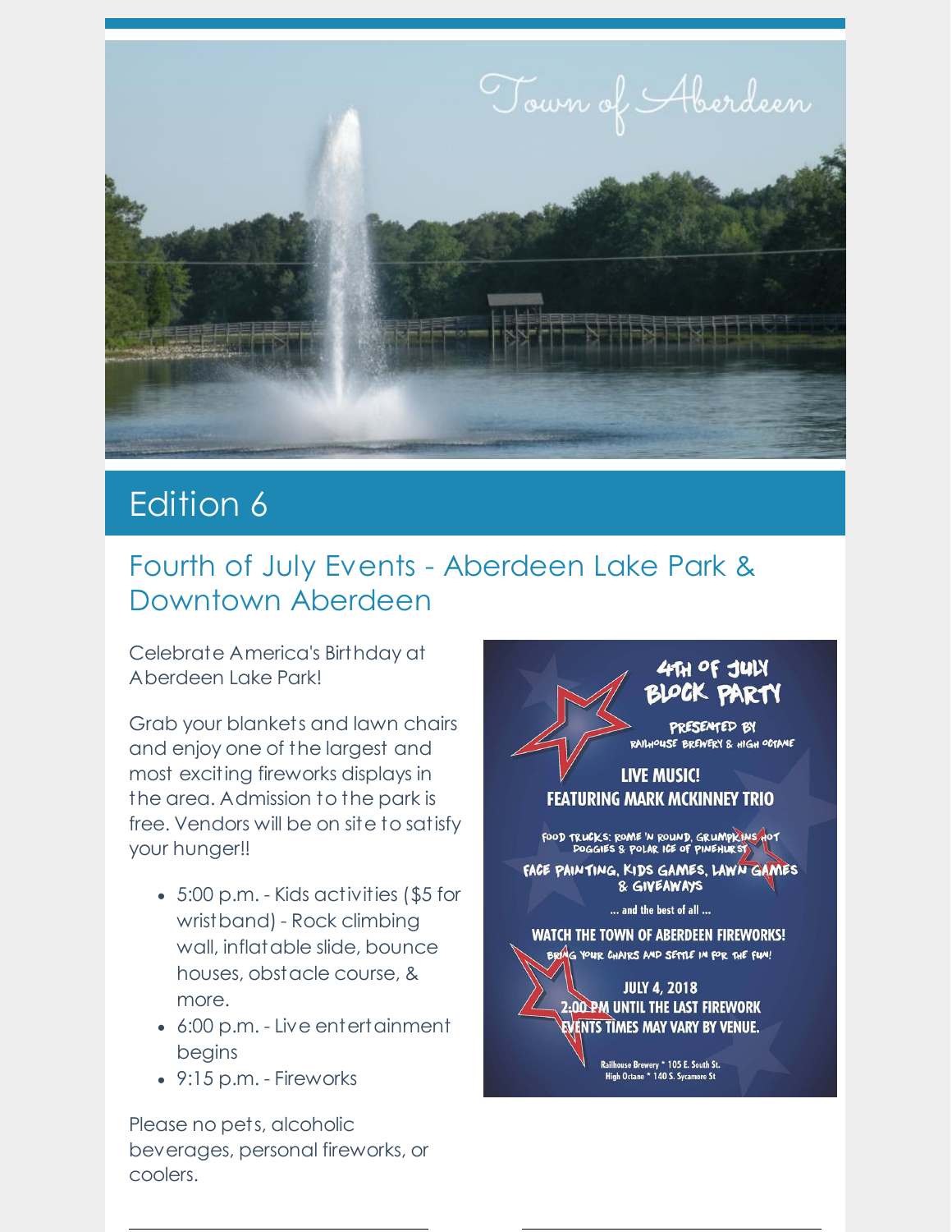Town of Aberdeen

# Edition 6

## Fourth of July Events - Aberdeen Lake Park & Downtown Aberdeen

Celebrate America's Birthday at Aberdeen Lake Park!

Grab your blankets and lawn chairs and enjoy one of the largest and most exciting fireworks displays in the area. Admission to the park is free. Vendors will be on site to satisfy your hunger!!

- 5:00 p.m. - Kids activities ($5 for wristband) - Rock climbing wall, inflatable slide, bounce houses, obstacle course, & more.
- 6:00 p.m. - Live entertainment begins
- 9:15 p.m. - Fireworks

Please no pets, alcoholic beverages, personal fireworks, or coolers.

4TH OF JULY BLOCK PARTY

PRESENTED BY RAILHOUSE BREWERY & HIGH OCTANE

LIVE MUSIC!
FEATURING MARK MCKINNEY TRIO

FOOD TRUCKS: ROME 'N ROUND, GRUMPKINS HOT DOGGIES & POLAR ICE OF PINEHURST

FACE PAINTING, KIDS GAMES, LAWN GAMES & GIVEAWAYS

... and the best of all ...

WATCH THE TOWN OF ABERDEEN FIREWORKS!
BRING YOUR CHAIRS AND SETTLE IN FOR THE FUN!

JULY 4, 2018
2:00 PM UNTIL THE LAST FIREWORK
EVENTS TIMES MAY VARY BY VENUE.

Railhouse Brewery * 105 E. South St.
High Octane * 140 S. Sycamore St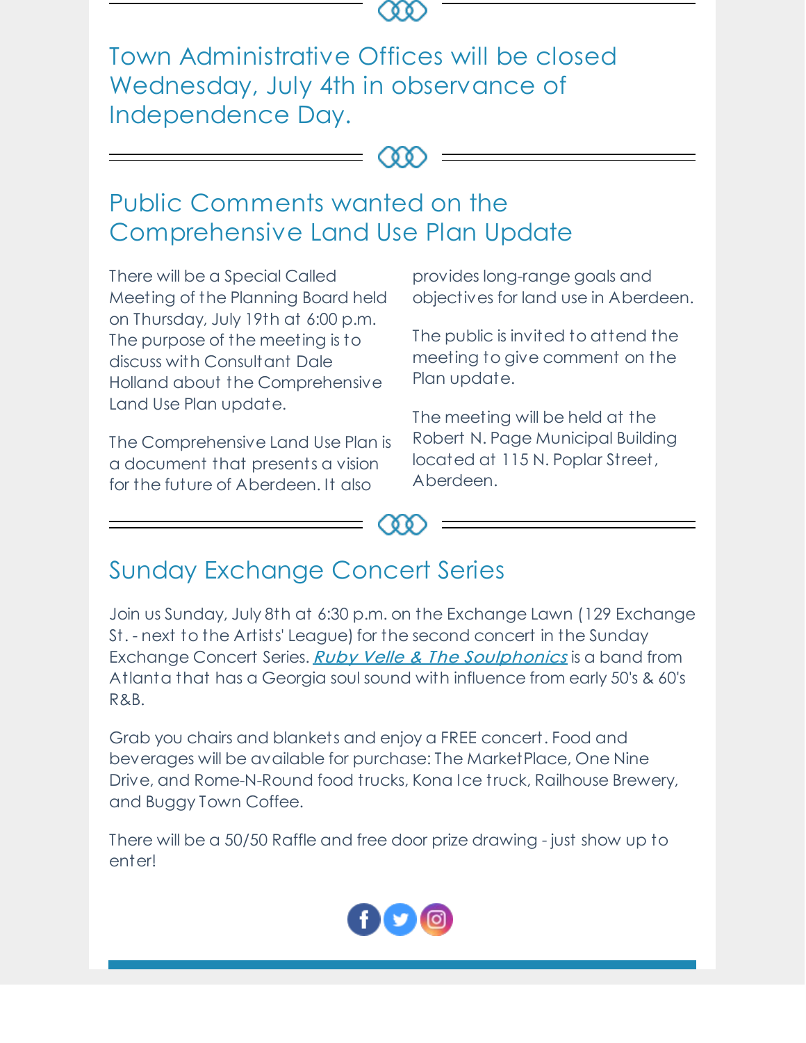## Town Administrative Offices will be closed Wednesday, July 4th in observance of Independence Day.

---

## Public Comments wanted on the Comprehensive Land Use Plan Update

There will be a Special Called Meeting of the Planning Board held on Thursday, July 19th at 6:00 p.m. The purpose of the meeting is to discuss with Consultant Dale Holland about the Comprehensive Land Use Plan update.

The Comprehensive Land Use Plan is a document that presents a vision for the future of Aberdeen. It also provides long-range goals and objectives for land use in Aberdeen.

The public is invited to attend the meeting to give comment on the Plan update.

The meeting will be held at the Robert N. Page Municipal Building located at 115 N. Poplar Street, Aberdeen.

---

## Sunday Exchange Concert Series

Join us Sunday, July 8th at 6:30 p.m. on the Exchange Lawn (129 Exchange St. - next to the Artists' League) for the second concert in the Sunday Exchange Concert Series. *Ruby Velle & The Soulphonics* is a band from Atlanta that has a Georgia soul sound with influence from early 50's & 60's R&B.

Grab you chairs and blankets and enjoy a FREE concert. Food and beverages will be available for purchase: The MarketPlace, One Nine Drive, and Rome-N-Round food trucks, Kona Ice truck, Railhouse Brewery, and Buggy Town Coffee.

There will be a 50/50 Raffle and free door prize drawing - just show up to enter!